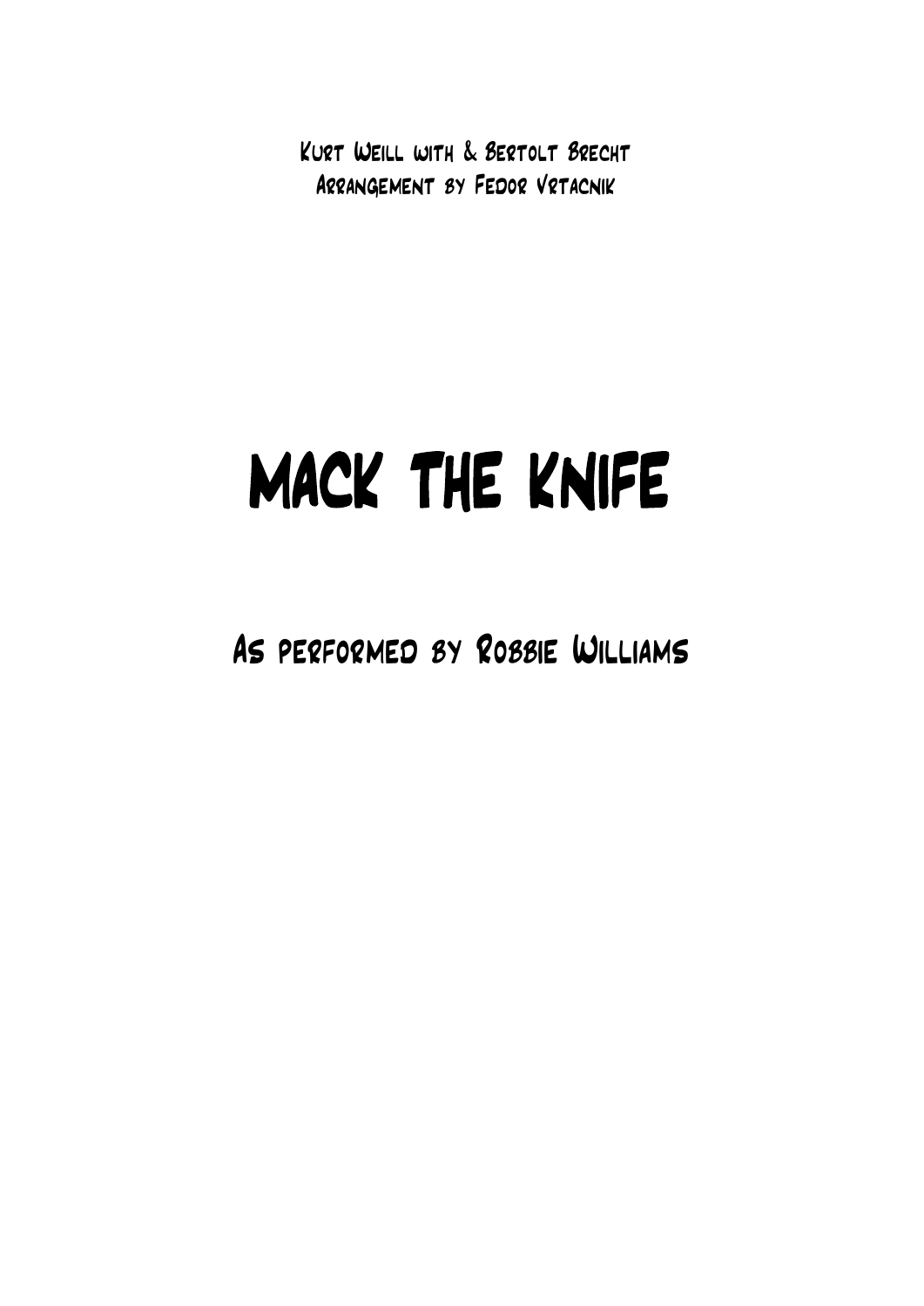Kurt Weill with & Bertolt Brecht
Arrangement by Fedor Vrtacnik

# Mack the Knife

## As performed by Robbie Williams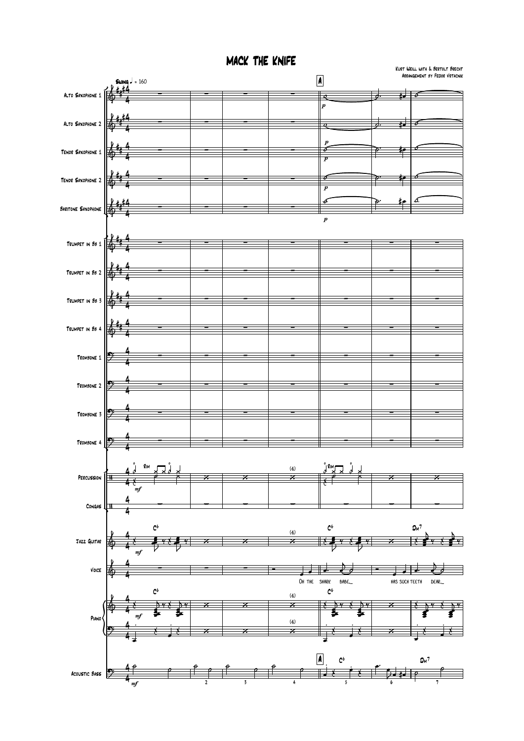# Mack the Knife

Kurt Weill with & Bertolt Brecht
Arrangement by Fedor Vrtacnik

Swing ♩ = 160

Alto Saxophone 1
Alto Saxophone 2
Tenor Saxophone 1
Tenor Saxophone 2
Baritone Saxophone
Trumpet in Bb 1
Trumpet in Bb 2
Trumpet in Bb 3
Trumpet in Bb 4
Trombone 1
Trombone 2
Trombone 3
Trombone 4
Percussion
Congas
Jazz Guitar
Voice
Piano
Acoustic Bass

Oh the shark babe,_ has such teeth dear,_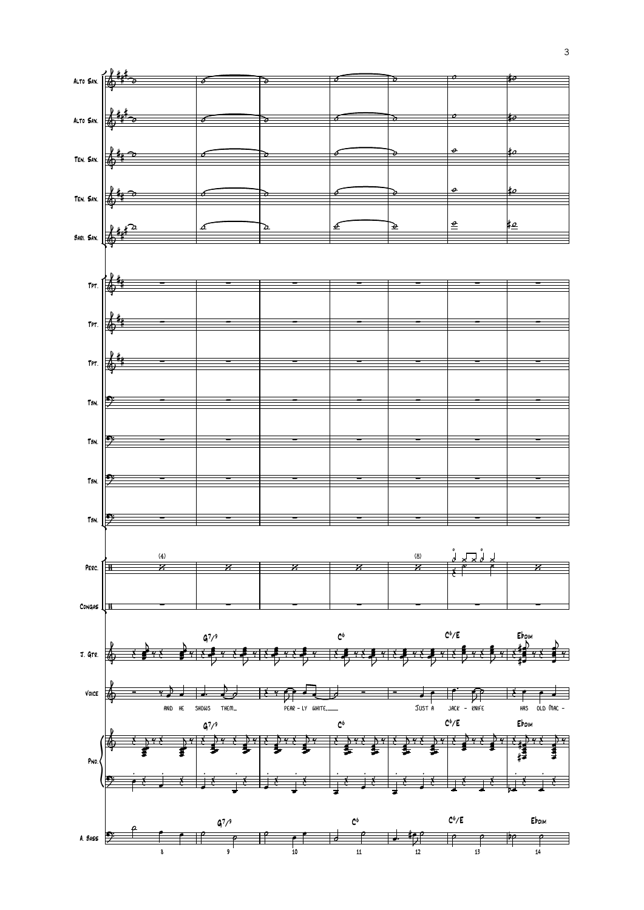Alto Sax.

Alto Sax.

Ten. Sax.

Ten. Sax.

Bari. Sax.

Tpt.

Tpt.

Tpt.

Tbn.

Tbn.

Tbn.

Tbn.

Perc. (4) (8)

Congas

J. Gtr. G7/9 C6 C6/E E♭dim

Voice

AND HE SHOWS THEM_ PEAR - LY WHITE,___ JUST A JACK - KNIFE HAS OLD MAC -

Pno. G7/9 C6 C6/E E♭dim

A. Bass G7/9 C6 C6/E E♭dim

8 9 10 11 12 13 14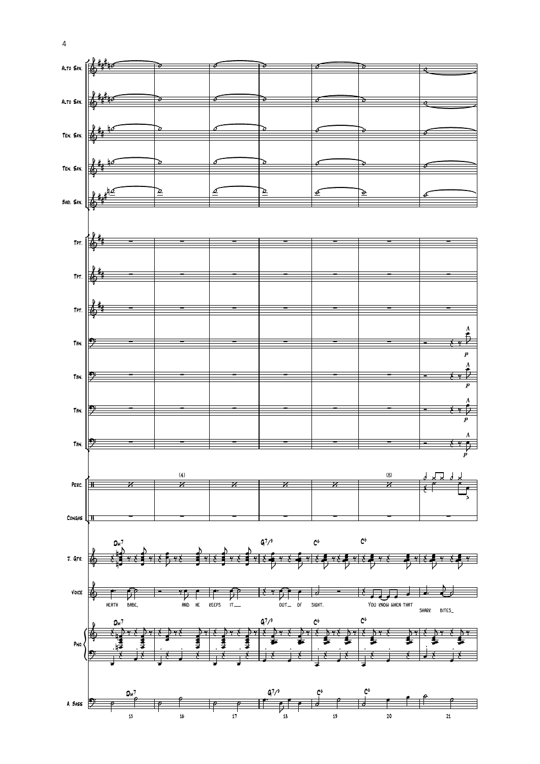Alto Sax.

Alto Sax.

Ten. Sax.

Ten. Sax.

Bari. Sax.

Tpt.

Tpt.

Tpt.

Tbn.

Tbn.

Tbn.

Tbn.

Perc.

Congas

J. Gtr.

Voice

Pno.

A. Bass

(4)

(8)

Dm7 G7/9 C6 C6

Heath babe, and he keeps it__ out__ of sight. You know when that shark bites_

15 16 17 18 19 20 21